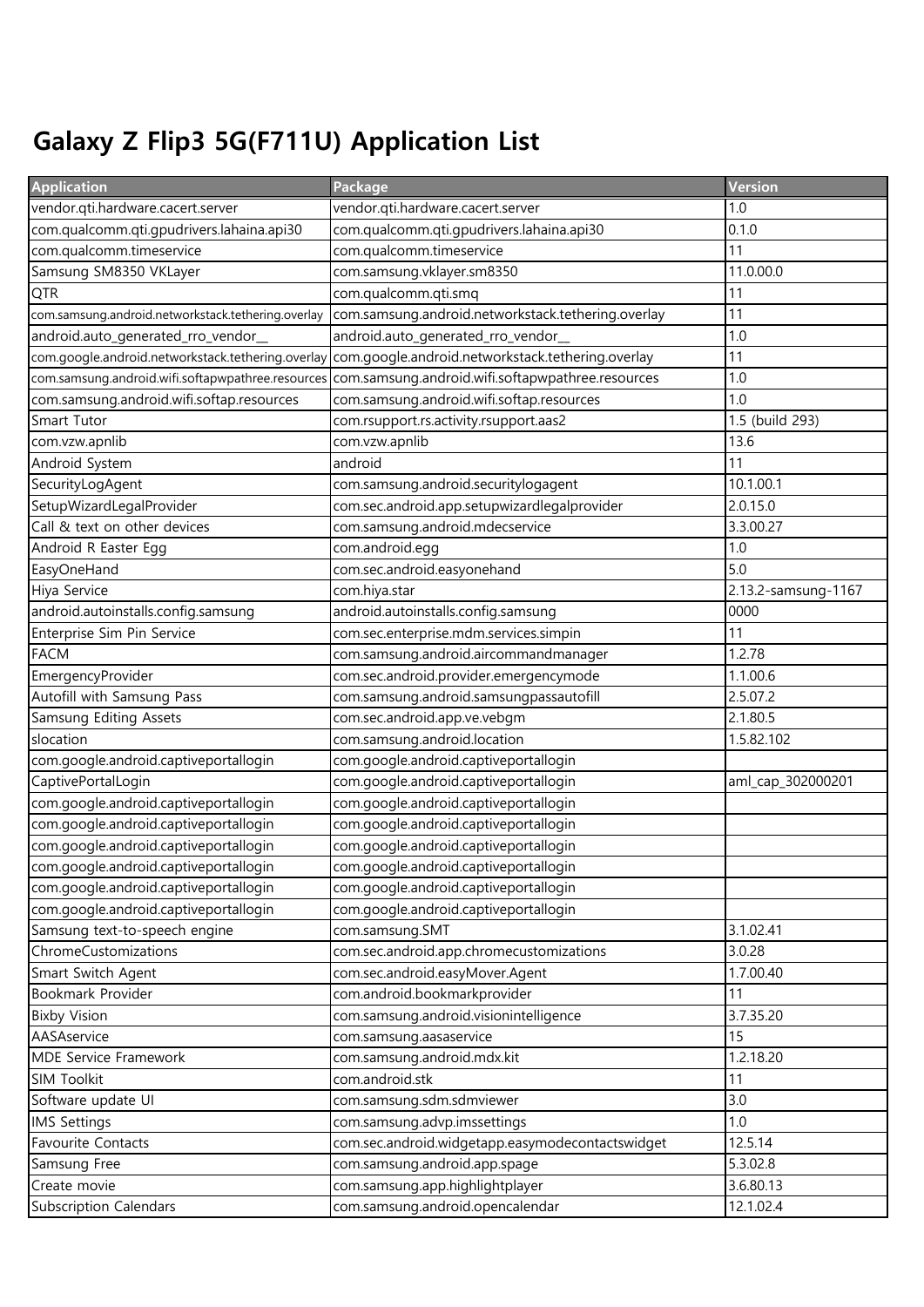# Galaxy Z Flip3 5G(F711U) Application List

| Application | Package | Version |
|---|---|---|
| vendor.qti.hardware.cacert.server | vendor.qti.hardware.cacert.server | 1.0 |
| com.qualcomm.qti.gpudrivers.lahaina.api30 | com.qualcomm.qti.gpudrivers.lahaina.api30 | 0.1.0 |
| com.qualcomm.timeservice | com.qualcomm.timeservice | 11 |
| Samsung SM8350 VKLayer | com.samsung.vklayer.sm8350 | 11.0.00.0 |
| QTR | com.qualcomm.qti.smq | 11 |
| com.samsung.android.networkstack.tethering.overlay | com.samsung.android.networkstack.tethering.overlay | 11 |
| android.auto_generated_rro_vendor__ | android.auto_generated_rro_vendor__ | 1.0 |
| com.google.android.networkstack.tethering.overlay | com.google.android.networkstack.tethering.overlay | 11 |
| com.samsung.android.wifi.softapwpathree.resources | com.samsung.android.wifi.softapwpathree.resources | 1.0 |
| com.samsung.android.wifi.softap.resources | com.samsung.android.wifi.softap.resources | 1.0 |
| Smart Tutor | com.rsupport.rs.activity.rsupport.aas2 | 1.5 (build 293) |
| com.vzw.apnlib | com.vzw.apnlib | 13.6 |
| Android System | android | 11 |
| SecurityLogAgent | com.samsung.android.securitylogagent | 10.1.00.1 |
| SetupWizardLegalProvider | com.sec.android.app.setupwizardlegalprovider | 2.0.15.0 |
| Call & text on other devices | com.samsung.android.mdecservice | 3.3.00.27 |
| Android R Easter Egg | com.android.egg | 1.0 |
| EasyOneHand | com.sec.android.easyonehand | 5.0 |
| Hiya Service | com.hiya.star | 2.13.2-samsung-1167 |
| android.autoinstalls.config.samsung | android.autoinstalls.config.samsung | 0000 |
| Enterprise Sim Pin Service | com.sec.enterprise.mdm.services.simpin | 11 |
| FACM | com.samsung.android.aircommandmanager | 1.2.78 |
| EmergencyProvider | com.sec.android.provider.emergencymode | 1.1.00.6 |
| Autofill with Samsung Pass | com.samsung.android.samsungpassautofill | 2.5.07.2 |
| Samsung Editing Assets | com.sec.android.app.ve.vebgm | 2.1.80.5 |
| slocation | com.samsung.android.location | 1.5.82.102 |
| com.google.android.captiveportallogin | com.google.android.captiveportallogin | |
| CaptivePortalLogin | com.google.android.captiveportallogin | aml_cap_302000201 |
| com.google.android.captiveportallogin | com.google.android.captiveportallogin | |
| com.google.android.captiveportallogin | com.google.android.captiveportallogin | |
| com.google.android.captiveportallogin | com.google.android.captiveportallogin | |
| com.google.android.captiveportallogin | com.google.android.captiveportallogin | |
| com.google.android.captiveportallogin | com.google.android.captiveportallogin | |
| com.google.android.captiveportallogin | com.google.android.captiveportallogin | |
| Samsung text-to-speech engine | com.samsung.SMT | 3.1.02.41 |
| ChromeCustomizations | com.sec.android.app.chromecustomizations | 3.0.28 |
| Smart Switch Agent | com.sec.android.easyMover.Agent | 1.7.00.40 |
| Bookmark Provider | com.android.bookmarkprovider | 11 |
| Bixby Vision | com.samsung.android.visionintelligence | 3.7.35.20 |
| AASAservice | com.samsung.aasaservice | 15 |
| MDE Service Framework | com.samsung.android.mdx.kit | 1.2.18.20 |
| SIM Toolkit | com.android.stk | 11 |
| Software update UI | com.samsung.sdm.sdmviewer | 3.0 |
| IMS Settings | com.samsung.advp.imssettings | 1.0 |
| Favourite Contacts | com.sec.android.widgetapp.easymodecontactswidget | 12.5.14 |
| Samsung Free | com.samsung.android.app.spage | 5.3.02.8 |
| Create movie | com.samsung.app.highlightplayer | 3.6.80.13 |
| Subscription Calendars | com.samsung.android.opencalendar | 12.1.02.4 |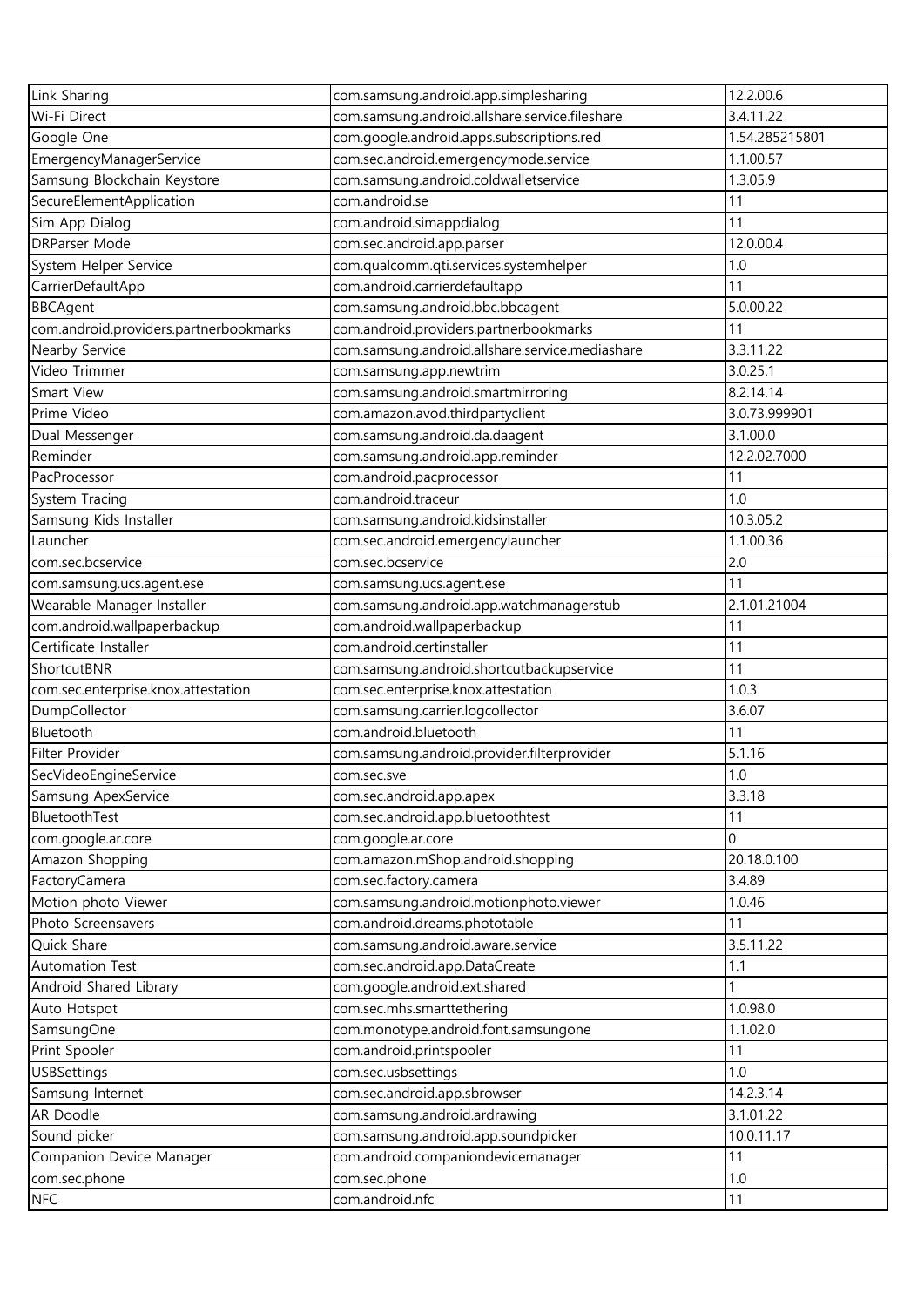| Link Sharing | com.samsung.android.app.simplesharing | 12.2.00.6 |
|---|---|---|
| Wi-Fi Direct | com.samsung.android.allshare.service.fileshare | 3.4.11.22 |
| Google One | com.google.android.apps.subscriptions.red | 1.54.285215801 |
| EmergencyManagerService | com.sec.android.emergencymode.service | 1.1.00.57 |
| Samsung Blockchain Keystore | com.samsung.android.coldwalletservice | 1.3.05.9 |
| SecureElementApplication | com.android.se | 11 |
| Sim App Dialog | com.android.simappdialog | 11 |
| DRParser Mode | com.sec.android.app.parser | 12.0.00.4 |
| System Helper Service | com.qualcomm.qti.services.systemhelper | 1.0 |
| CarrierDefaultApp | com.android.carrierdefaultapp | 11 |
| BBCAgent | com.samsung.android.bbc.bbcagent | 5.0.00.22 |
| com.android.providers.partnerbookmarks | com.android.providers.partnerbookmarks | 11 |
| Nearby Service | com.samsung.android.allshare.service.mediashare | 3.3.11.22 |
| Video Trimmer | com.samsung.app.newtrim | 3.0.25.1 |
| Smart View | com.samsung.android.smartmirroring | 8.2.14.14 |
| Prime Video | com.amazon.avod.thirdpartyclient | 3.0.73.999901 |
| Dual Messenger | com.samsung.android.da.daagent | 3.1.00.0 |
| Reminder | com.samsung.android.app.reminder | 12.2.02.7000 |
| PacProcessor | com.android.pacprocessor | 11 |
| System Tracing | com.android.traceur | 1.0 |
| Samsung Kids Installer | com.samsung.android.kidsinstaller | 10.3.05.2 |
| Launcher | com.sec.android.emergencylauncher | 1.1.00.36 |
| com.sec.bcservice | com.sec.bcservice | 2.0 |
| com.samsung.ucs.agent.ese | com.samsung.ucs.agent.ese | 11 |
| Wearable Manager Installer | com.samsung.android.app.watchmanagerstub | 2.1.01.21004 |
| com.android.wallpaperbackup | com.android.wallpaperbackup | 11 |
| Certificate Installer | com.android.certinstaller | 11 |
| ShortcutBNR | com.samsung.android.shortcutbackupservice | 11 |
| com.sec.enterprise.knox.attestation | com.sec.enterprise.knox.attestation | 1.0.3 |
| DumpCollector | com.samsung.carrier.logcollector | 3.6.07 |
| Bluetooth | com.android.bluetooth | 11 |
| Filter Provider | com.samsung.android.provider.filterprovider | 5.1.16 |
| SecVideoEngineService | com.sec.sve | 1.0 |
| Samsung ApexService | com.sec.android.app.apex | 3.3.18 |
| BluetoothTest | com.sec.android.app.bluetoothtest | 11 |
| com.google.ar.core | com.google.ar.core | 0 |
| Amazon Shopping | com.amazon.mShop.android.shopping | 20.18.0.100 |
| FactoryCamera | com.sec.factory.camera | 3.4.89 |
| Motion photo Viewer | com.samsung.android.motionphoto.viewer | 1.0.46 |
| Photo Screensavers | com.android.dreams.phototable | 11 |
| Quick Share | com.samsung.android.aware.service | 3.5.11.22 |
| Automation Test | com.sec.android.app.DataCreate | 1.1 |
| Android Shared Library | com.google.android.ext.shared | 1 |
| Auto Hotspot | com.sec.mhs.smarttethering | 1.0.98.0 |
| SamsungOne | com.monotype.android.font.samsungone | 1.1.02.0 |
| Print Spooler | com.android.printspooler | 11 |
| USBSettings | com.sec.usbsettings | 1.0 |
| Samsung Internet | com.sec.android.app.sbrowser | 14.2.3.14 |
| AR Doodle | com.samsung.android.ardrawing | 3.1.01.22 |
| Sound picker | com.samsung.android.app.soundpicker | 10.0.11.17 |
| Companion Device Manager | com.android.companiondevicemanager | 11 |
| com.sec.phone | com.sec.phone | 1.0 |
| NFC | com.android.nfc | 11 |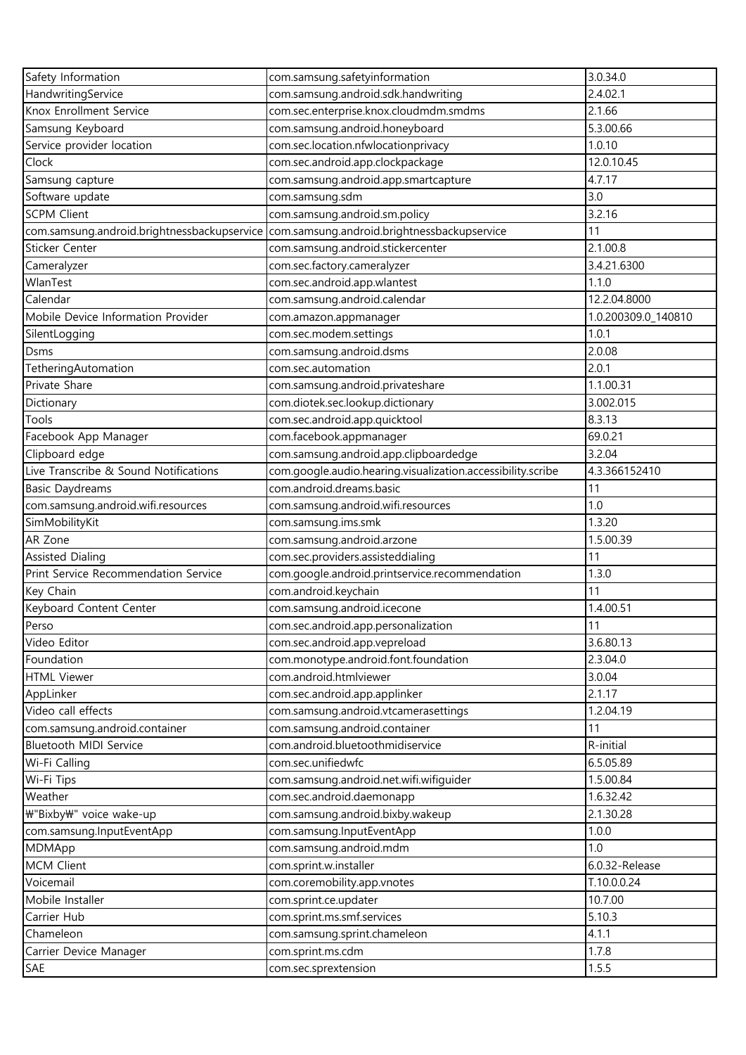| Safety Information | com.samsung.safetyinformation | 3.0.34.0 |
|---|---|---|
| HandwritingService | com.samsung.android.sdk.handwriting | 2.4.02.1 |
| Knox Enrollment Service | com.sec.enterprise.knox.cloudmdm.smdms | 2.1.66 |
| Samsung Keyboard | com.samsung.android.honeyboard | 5.3.00.66 |
| Service provider location | com.sec.location.nfwlocationprivacy | 1.0.10 |
| Clock | com.sec.android.app.clockpackage | 12.0.10.45 |
| Samsung capture | com.samsung.android.app.smartcapture | 4.7.17 |
| Software update | com.samsung.sdm | 3.0 |
| SCPM Client | com.samsung.android.sm.policy | 3.2.16 |
| com.samsung.android.brightnessbackupservice | com.samsung.android.brightnessbackupservice | 11 |
| Sticker Center | com.samsung.android.stickercenter | 2.1.00.8 |
| Cameralyzer | com.sec.factory.cameralyzer | 3.4.21.6300 |
| WlanTest | com.sec.android.app.wlantest | 1.1.0 |
| Calendar | com.samsung.android.calendar | 12.2.04.8000 |
| Mobile Device Information Provider | com.amazon.appmanager | 1.0.200309.0_140810 |
| SilentLogging | com.sec.modem.settings | 1.0.1 |
| Dsms | com.samsung.android.dsms | 2.0.08 |
| TetheringAutomation | com.sec.automation | 2.0.1 |
| Private Share | com.samsung.android.privateshare | 1.1.00.31 |
| Dictionary | com.diotek.sec.lookup.dictionary | 3.002.015 |
| Tools | com.sec.android.app.quicktool | 8.3.13 |
| Facebook App Manager | com.facebook.appmanager | 69.0.21 |
| Clipboard edge | com.samsung.android.app.clipboardedge | 3.2.04 |
| Live Transcribe & Sound Notifications | com.google.audio.hearing.visualization.accessibility.scribe | 4.3.366152410 |
| Basic Daydreams | com.android.dreams.basic | 11 |
| com.samsung.android.wifi.resources | com.samsung.android.wifi.resources | 1.0 |
| SimMobilityKit | com.samsung.ims.smk | 1.3.20 |
| AR Zone | com.samsung.android.arzone | 1.5.00.39 |
| Assisted Dialing | com.sec.providers.assisteddialing | 11 |
| Print Service Recommendation Service | com.google.android.printservice.recommendation | 1.3.0 |
| Key Chain | com.android.keychain | 11 |
| Keyboard Content Center | com.samsung.android.icecone | 1.4.00.51 |
| Perso | com.sec.android.app.personalization | 11 |
| Video Editor | com.sec.android.app.vepreload | 3.6.80.13 |
| Foundation | com.monotype.android.font.foundation | 2.3.04.0 |
| HTML Viewer | com.android.htmlviewer | 3.0.04 |
| AppLinker | com.sec.android.app.applinker | 2.1.17 |
| Video call effects | com.samsung.android.vtcamerasettings | 1.2.04.19 |
| com.samsung.android.container | com.samsung.android.container | 11 |
| Bluetooth MIDI Service | com.android.bluetoothmidiservice | R-initial |
| Wi-Fi Calling | com.sec.unifiedwfc | 6.5.05.89 |
| Wi-Fi Tips | com.samsung.android.net.wifi.wifiguider | 1.5.00.84 |
| Weather | com.sec.android.daemonapp | 1.6.32.42 |
| ₩"Bixby₩" voice wake-up | com.samsung.android.bixby.wakeup | 2.1.30.28 |
| com.samsung.InputEventApp | com.samsung.InputEventApp | 1.0.0 |
| MDMApp | com.samsung.android.mdm | 1.0 |
| MCM Client | com.sprint.w.installer | 6.0.32-Release |
| Voicemail | com.coremobility.app.vnotes | T.10.0.0.24 |
| Mobile Installer | com.sprint.ce.updater | 10.7.00 |
| Carrier Hub | com.sprint.ms.smf.services | 5.10.3 |
| Chameleon | com.samsung.sprint.chameleon | 4.1.1 |
| Carrier Device Manager | com.sprint.ms.cdm | 1.7.8 |
| SAE | com.sec.sprextension | 1.5.5 |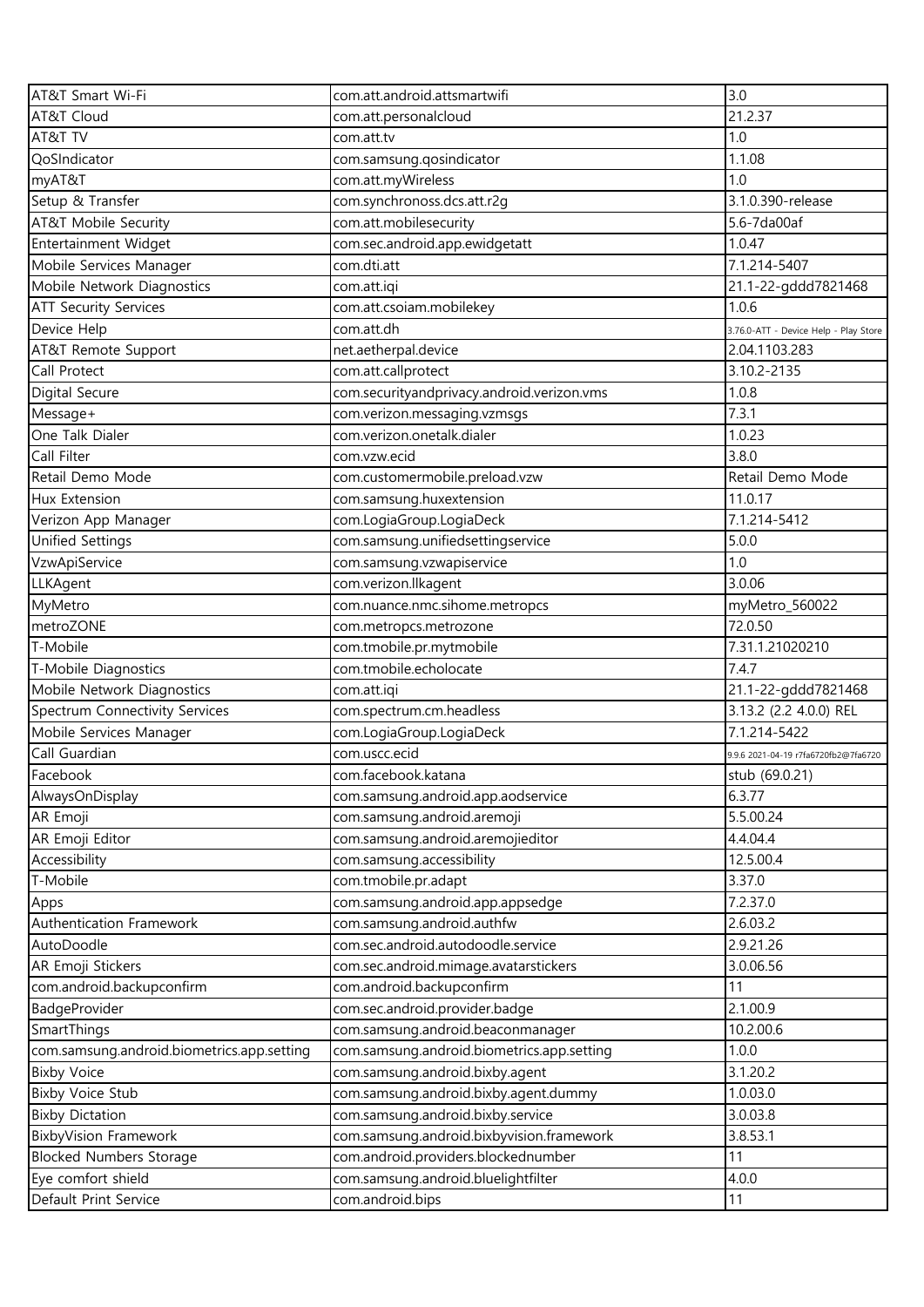| AT&T Smart Wi-Fi | com.att.android.attsmartwifi | 3.0 |
|---|---|---|
| AT&T Cloud | com.att.personalcloud | 21.2.37 |
| AT&T TV | com.att.tv | 1.0 |
| QoSIndicator | com.samsung.qosindicator | 1.1.08 |
| myAT&T | com.att.myWireless | 1.0 |
| Setup & Transfer | com.synchronoss.dcs.att.r2g | 3.1.0.390-release |
| AT&T Mobile Security | com.att.mobilesecurity | 5.6-7da00af |
| Entertainment Widget | com.sec.android.app.ewidgetatt | 1.0.47 |
| Mobile Services Manager | com.dti.att | 7.1.214-5407 |
| Mobile Network Diagnostics | com.att.iqi | 21.1-22-gddd7821468 |
| ATT Security Services | com.att.csoiam.mobilekey | 1.0.6 |
| Device Help | com.att.dh | 3.76.0-ATT - Device Help - Play Store |
| AT&T Remote Support | net.aetherpal.device | 2.04.1103.283 |
| Call Protect | com.att.callprotect | 3.10.2-2135 |
| Digital Secure | com.securityandprivacy.android.verizon.vms | 1.0.8 |
| Message+ | com.verizon.messaging.vzmsgs | 7.3.1 |
| One Talk Dialer | com.verizon.onetalk.dialer | 1.0.23 |
| Call Filter | com.vzw.ecid | 3.8.0 |
| Retail Demo Mode | com.customermobile.preload.vzw | Retail Demo Mode |
| Hux Extension | com.samsung.huxextension | 11.0.17 |
| Verizon App Manager | com.LogiaGroup.LogiaDeck | 7.1.214-5412 |
| Unified Settings | com.samsung.unifiedsettingservice | 5.0.0 |
| VzwApiService | com.samsung.vzwapiservice | 1.0 |
| LLKAgent | com.verizon.llkagent | 3.0.06 |
| MyMetro | com.nuance.nmc.sihome.metropcs | myMetro_560022 |
| metroZONE | com.metropcs.metrozone | 72.0.50 |
| T-Mobile | com.tmobile.pr.mytmobile | 7.31.1.21020210 |
| T-Mobile Diagnostics | com.tmobile.echolocate | 7.4.7 |
| Mobile Network Diagnostics | com.att.iqi | 21.1-22-gddd7821468 |
| Spectrum Connectivity Services | com.spectrum.cm.headless | 3.13.2 (2.2 4.0.0) REL |
| Mobile Services Manager | com.LogiaGroup.LogiaDeck | 7.1.214-5422 |
| Call Guardian | com.uscc.ecid | 9.9.6 2021-04-19 r7fa6720fb2@7fa6720 |
| Facebook | com.facebook.katana | stub (69.0.21) |
| AlwaysOnDisplay | com.samsung.android.app.aodservice | 6.3.77 |
| AR Emoji | com.samsung.android.aremoji | 5.5.00.24 |
| AR Emoji Editor | com.samsung.android.aremojieditor | 4.4.04.4 |
| Accessibility | com.samsung.accessibility | 12.5.00.4 |
| T-Mobile | com.tmobile.pr.adapt | 3.37.0 |
| Apps | com.samsung.android.app.appsedge | 7.2.37.0 |
| Authentication Framework | com.samsung.android.authfw | 2.6.03.2 |
| AutoDoodle | com.sec.android.autodoodle.service | 2.9.21.26 |
| AR Emoji Stickers | com.sec.android.mimage.avatarstickers | 3.0.06.56 |
| com.android.backupconfirm | com.android.backupconfirm | 11 |
| BadgeProvider | com.sec.android.provider.badge | 2.1.00.9 |
| SmartThings | com.samsung.android.beaconmanager | 10.2.00.6 |
| com.samsung.android.biometrics.app.setting | com.samsung.android.biometrics.app.setting | 1.0.0 |
| Bixby Voice | com.samsung.android.bixby.agent | 3.1.20.2 |
| Bixby Voice Stub | com.samsung.android.bixby.agent.dummy | 1.0.03.0 |
| Bixby Dictation | com.samsung.android.bixby.service | 3.0.03.8 |
| BixbyVision Framework | com.samsung.android.bixbyvision.framework | 3.8.53.1 |
| Blocked Numbers Storage | com.android.providers.blockednumber | 11 |
| Eye comfort shield | com.samsung.android.bluelightfilter | 4.0.0 |
| Default Print Service | com.android.bips | 11 |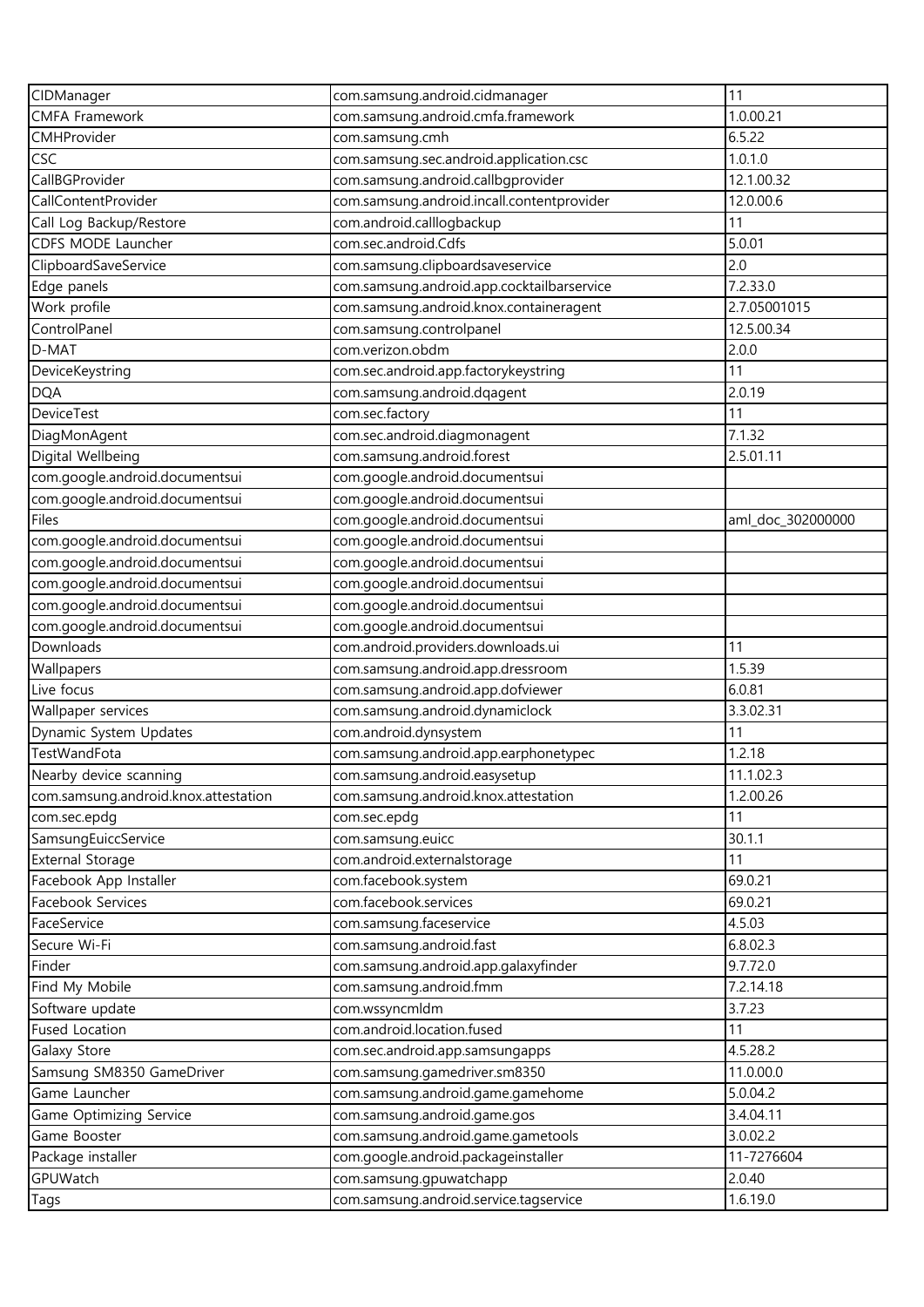| CIDManager | com.samsung.android.cidmanager | 11 |
|---|---|---|
| CMFA Framework | com.samsung.android.cmfa.framework | 1.0.00.21 |
| CMHProvider | com.samsung.cmh | 6.5.22 |
| CSC | com.samsung.sec.android.application.csc | 1.0.1.0 |
| CallBGProvider | com.samsung.android.callbgprovider | 12.1.00.32 |
| CallContentProvider | com.samsung.android.incall.contentprovider | 12.0.00.6 |
| Call Log Backup/Restore | com.android.calllogbackup | 11 |
| CDFS MODE Launcher | com.sec.android.Cdfs | 5.0.01 |
| ClipboardSaveService | com.samsung.clipboardsaveservice | 2.0 |
| Edge panels | com.samsung.android.app.cocktailbarservice | 7.2.33.0 |
| Work profile | com.samsung.android.knox.containeragent | 2.7.05001015 |
| ControlPanel | com.samsung.controlpanel | 12.5.00.34 |
| D-MAT | com.verizon.obdm | 2.0.0 |
| DeviceKeystring | com.sec.android.app.factorykeystring | 11 |
| DQA | com.samsung.android.dqagent | 2.0.19 |
| DeviceTest | com.sec.factory | 11 |
| DiagMonAgent | com.sec.android.diagmonagent | 7.1.32 |
| Digital Wellbeing | com.samsung.android.forest | 2.5.01.11 |
| com.google.android.documentsui | com.google.android.documentsui | |
| com.google.android.documentsui | com.google.android.documentsui | |
| Files | com.google.android.documentsui | aml_doc_302000000 |
| com.google.android.documentsui | com.google.android.documentsui | |
| com.google.android.documentsui | com.google.android.documentsui | |
| com.google.android.documentsui | com.google.android.documentsui | |
| com.google.android.documentsui | com.google.android.documentsui | |
| com.google.android.documentsui | com.google.android.documentsui | |
| Downloads | com.android.providers.downloads.ui | 11 |
| Wallpapers | com.samsung.android.app.dressroom | 1.5.39 |
| Live focus | com.samsung.android.app.dofviewer | 6.0.81 |
| Wallpaper services | com.samsung.android.dynamiclock | 3.3.02.31 |
| Dynamic System Updates | com.android.dynsystem | 11 |
| TestWandFota | com.samsung.android.app.earphonetypec | 1.2.18 |
| Nearby device scanning | com.samsung.android.easysetup | 11.1.02.3 |
| com.samsung.android.knox.attestation | com.samsung.android.knox.attestation | 1.2.00.26 |
| com.sec.epdg | com.sec.epdg | 11 |
| SamsungEuiccService | com.samsung.euicc | 30.1.1 |
| External Storage | com.android.externalstorage | 11 |
| Facebook App Installer | com.facebook.system | 69.0.21 |
| Facebook Services | com.facebook.services | 69.0.21 |
| FaceService | com.samsung.faceservice | 4.5.03 |
| Secure Wi-Fi | com.samsung.android.fast | 6.8.02.3 |
| Finder | com.samsung.android.app.galaxyfinder | 9.7.72.0 |
| Find My Mobile | com.samsung.android.fmm | 7.2.14.18 |
| Software update | com.wssyncmldm | 3.7.23 |
| Fused Location | com.android.location.fused | 11 |
| Galaxy Store | com.sec.android.app.samsungapps | 4.5.28.2 |
| Samsung SM8350 GameDriver | com.samsung.gamedriver.sm8350 | 11.0.00.0 |
| Game Launcher | com.samsung.android.game.gamehome | 5.0.04.2 |
| Game Optimizing Service | com.samsung.android.game.gos | 3.4.04.11 |
| Game Booster | com.samsung.android.game.gametools | 3.0.02.2 |
| Package installer | com.google.android.packageinstaller | 11-7276604 |
| GPUWatch | com.samsung.gpuwatchapp | 2.0.40 |
| Tags | com.samsung.android.service.tagservice | 1.6.19.0 |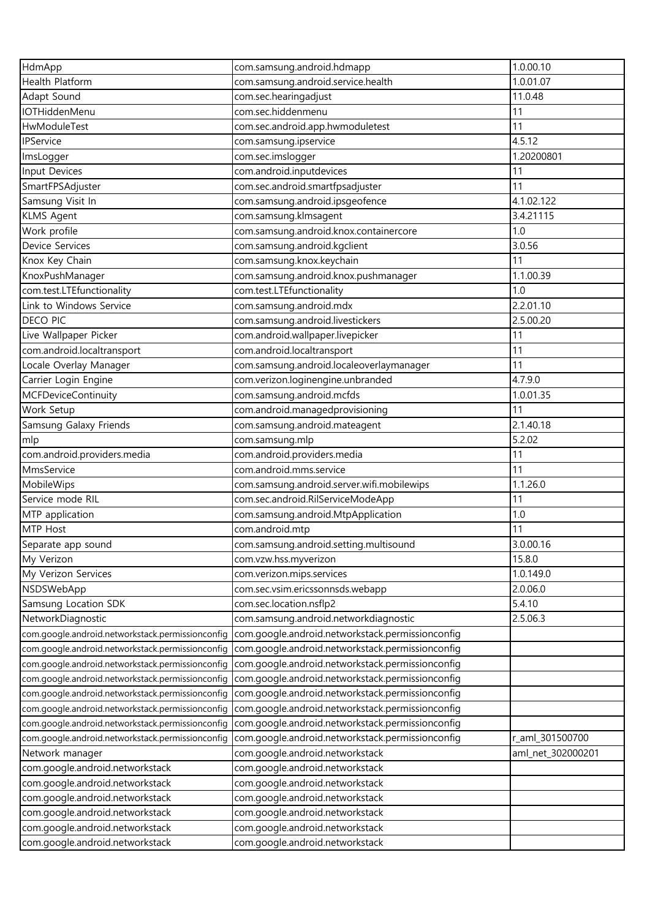| HdmApp | com.samsung.android.hdmapp | 1.0.00.10 |
|---|---|---|
| Health Platform | com.samsung.android.service.health | 1.0.01.07 |
| Adapt Sound | com.sec.hearingadjust | 11.0.48 |
| IOTHiddenMenu | com.sec.hiddenmenu | 11 |
| HwModuleTest | com.sec.android.app.hwmoduletest | 11 |
| IPService | com.samsung.ipservice | 4.5.12 |
| ImsLogger | com.sec.imslogger | 1.20200801 |
| Input Devices | com.android.inputdevices | 11 |
| SmartFPSAdjuster | com.sec.android.smartfpsadjuster | 11 |
| Samsung Visit In | com.samsung.android.ipsgeofence | 4.1.02.122 |
| KLMS Agent | com.samsung.klmsagent | 3.4.21115 |
| Work profile | com.samsung.android.knox.containercore | 1.0 |
| Device Services | com.samsung.android.kgclient | 3.0.56 |
| Knox Key Chain | com.samsung.knox.keychain | 11 |
| KnoxPushManager | com.samsung.android.knox.pushmanager | 1.1.00.39 |
| com.test.LTEfunctionality | com.test.LTEfunctionality | 1.0 |
| Link to Windows Service | com.samsung.android.mdx | 2.2.01.10 |
| DECO PIC | com.samsung.android.livestickers | 2.5.00.20 |
| Live Wallpaper Picker | com.android.wallpaper.livepicker | 11 |
| com.android.localtransport | com.android.localtransport | 11 |
| Locale Overlay Manager | com.samsung.android.localeoverlaymanager | 11 |
| Carrier Login Engine | com.verizon.loginengine.unbranded | 4.7.9.0 |
| MCFDeviceContinuity | com.samsung.android.mcfds | 1.0.01.35 |
| Work Setup | com.android.managedprovisioning | 11 |
| Samsung Galaxy Friends | com.samsung.android.mateagent | 2.1.40.18 |
| mlp | com.samsung.mlp | 5.2.02 |
| com.android.providers.media | com.android.providers.media | 11 |
| MmsService | com.android.mms.service | 11 |
| MobileWips | com.samsung.android.server.wifi.mobilewips | 1.1.26.0 |
| Service mode RIL | com.sec.android.RilServiceModeApp | 11 |
| MTP application | com.samsung.android.MtpApplication | 1.0 |
| MTP Host | com.android.mtp | 11 |
| Separate app sound | com.samsung.android.setting.multisound | 3.0.00.16 |
| My Verizon | com.vzw.hss.myverizon | 15.8.0 |
| My Verizon Services | com.verizon.mips.services | 1.0.149.0 |
| NSDSWebApp | com.sec.vsim.ericssonnsds.webapp | 2.0.06.0 |
| Samsung Location SDK | com.sec.location.nsflp2 | 5.4.10 |
| NetworkDiagnostic | com.samsung.android.networkdiagnostic | 2.5.06.3 |
| com.google.android.networkstack.permissionconfig | com.google.android.networkstack.permissionconfig | |
| com.google.android.networkstack.permissionconfig | com.google.android.networkstack.permissionconfig | |
| com.google.android.networkstack.permissionconfig | com.google.android.networkstack.permissionconfig | |
| com.google.android.networkstack.permissionconfig | com.google.android.networkstack.permissionconfig | |
| com.google.android.networkstack.permissionconfig | com.google.android.networkstack.permissionconfig | |
| com.google.android.networkstack.permissionconfig | com.google.android.networkstack.permissionconfig | |
| com.google.android.networkstack.permissionconfig | com.google.android.networkstack.permissionconfig | |
| com.google.android.networkstack.permissionconfig | com.google.android.networkstack.permissionconfig | r_aml_301500700 |
| Network manager | com.google.android.networkstack | aml_net_302000201 |
| com.google.android.networkstack | com.google.android.networkstack | |
| com.google.android.networkstack | com.google.android.networkstack | |
| com.google.android.networkstack | com.google.android.networkstack | |
| com.google.android.networkstack | com.google.android.networkstack | |
| com.google.android.networkstack | com.google.android.networkstack | |
| com.google.android.networkstack | com.google.android.networkstack | |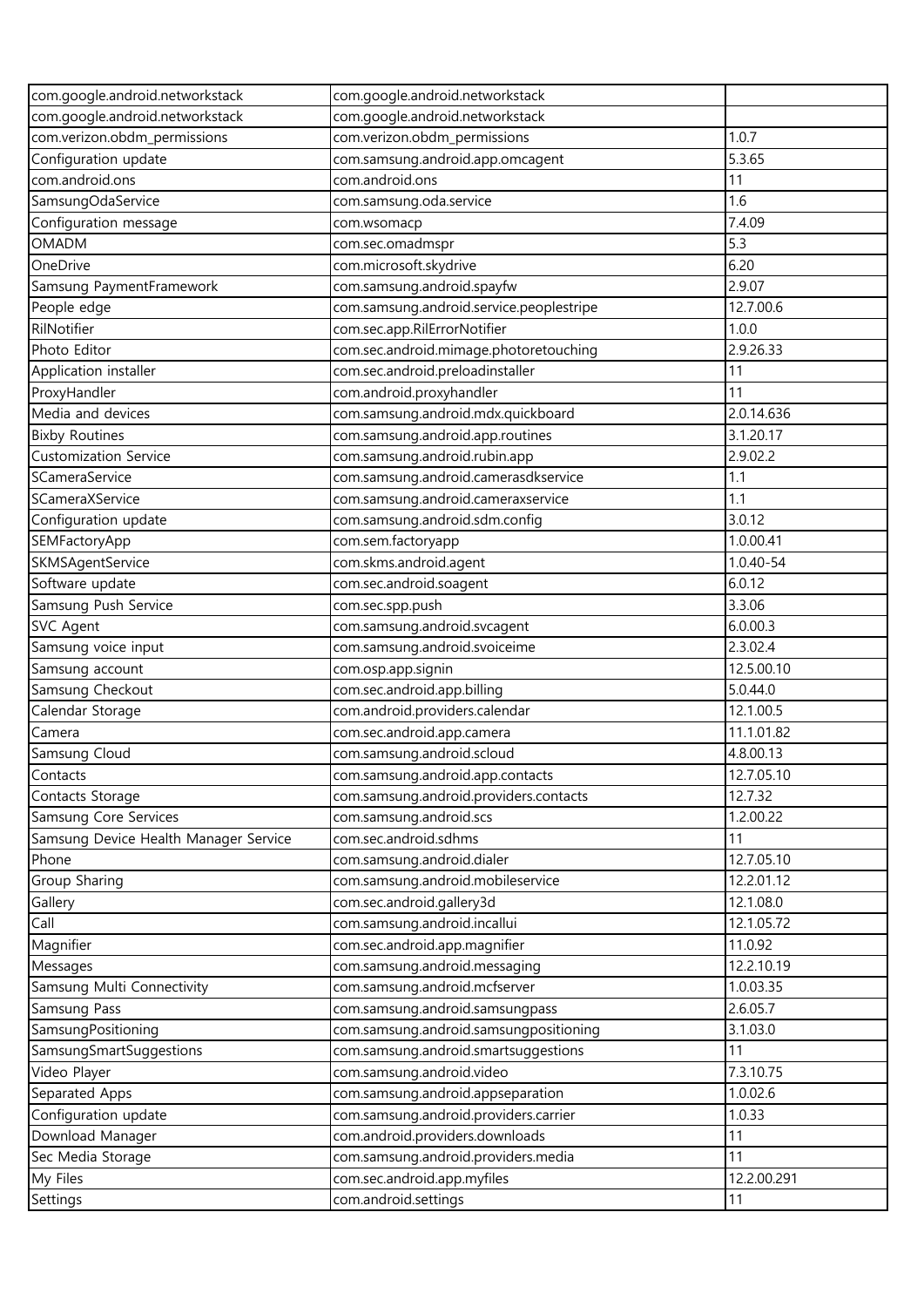| com.google.android.networkstack | com.google.android.networkstack | |
|---|---|---|
| com.google.android.networkstack | com.google.android.networkstack | |
| com.verizon.obdm_permissions | com.verizon.obdm_permissions | 1.0.7 |
| Configuration update | com.samsung.android.app.omcagent | 5.3.65 |
| com.android.ons | com.android.ons | 11 |
| SamsungOdaService | com.samsung.oda.service | 1.6 |
| Configuration message | com.wsomacp | 7.4.09 |
| OMADM | com.sec.omadmspr | 5.3 |
| OneDrive | com.microsoft.skydrive | 6.20 |
| Samsung PaymentFramework | com.samsung.android.spayfw | 2.9.07 |
| People edge | com.samsung.android.service.peoplestripe | 12.7.00.6 |
| RilNotifier | com.sec.app.RilErrorNotifier | 1.0.0 |
| Photo Editor | com.sec.android.mimage.photoretouching | 2.9.26.33 |
| Application installer | com.sec.android.preloadinstaller | 11 |
| ProxyHandler | com.android.proxyhandler | 11 |
| Media and devices | com.samsung.android.mdx.quickboard | 2.0.14.636 |
| Bixby Routines | com.samsung.android.app.routines | 3.1.20.17 |
| Customization Service | com.samsung.android.rubin.app | 2.9.02.2 |
| SCameraService | com.samsung.android.camerasdkservice | 1.1 |
| SCameraXService | com.samsung.android.cameraxservice | 1.1 |
| Configuration update | com.samsung.android.sdm.config | 3.0.12 |
| SEMFactoryApp | com.sem.factoryapp | 1.0.00.41 |
| SKMSAgentService | com.skms.android.agent | 1.0.40-54 |
| Software update | com.sec.android.soagent | 6.0.12 |
| Samsung Push Service | com.sec.spp.push | 3.3.06 |
| SVC Agent | com.samsung.android.svcagent | 6.0.00.3 |
| Samsung voice input | com.samsung.android.svoiceime | 2.3.02.4 |
| Samsung account | com.osp.app.signin | 12.5.00.10 |
| Samsung Checkout | com.sec.android.app.billing | 5.0.44.0 |
| Calendar Storage | com.android.providers.calendar | 12.1.00.5 |
| Camera | com.sec.android.app.camera | 11.1.01.82 |
| Samsung Cloud | com.samsung.android.scloud | 4.8.00.13 |
| Contacts | com.samsung.android.app.contacts | 12.7.05.10 |
| Contacts Storage | com.samsung.android.providers.contacts | 12.7.32 |
| Samsung Core Services | com.samsung.android.scs | 1.2.00.22 |
| Samsung Device Health Manager Service | com.sec.android.sdhms | 11 |
| Phone | com.samsung.android.dialer | 12.7.05.10 |
| Group Sharing | com.samsung.android.mobileservice | 12.2.01.12 |
| Gallery | com.sec.android.gallery3d | 12.1.08.0 |
| Call | com.samsung.android.incallui | 12.1.05.72 |
| Magnifier | com.sec.android.app.magnifier | 11.0.92 |
| Messages | com.samsung.android.messaging | 12.2.10.19 |
| Samsung Multi Connectivity | com.samsung.android.mcfserver | 1.0.03.35 |
| Samsung Pass | com.samsung.android.samsungpass | 2.6.05.7 |
| SamsungPositioning | com.samsung.android.samsungpositioning | 3.1.03.0 |
| SamsungSmartSuggestions | com.samsung.android.smartsuggestions | 11 |
| Video Player | com.samsung.android.video | 7.3.10.75 |
| Separated Apps | com.samsung.android.appseparation | 1.0.02.6 |
| Configuration update | com.samsung.android.providers.carrier | 1.0.33 |
| Download Manager | com.android.providers.downloads | 11 |
| Sec Media Storage | com.samsung.android.providers.media | 11 |
| My Files | com.sec.android.app.myfiles | 12.2.00.291 |
| Settings | com.android.settings | 11 |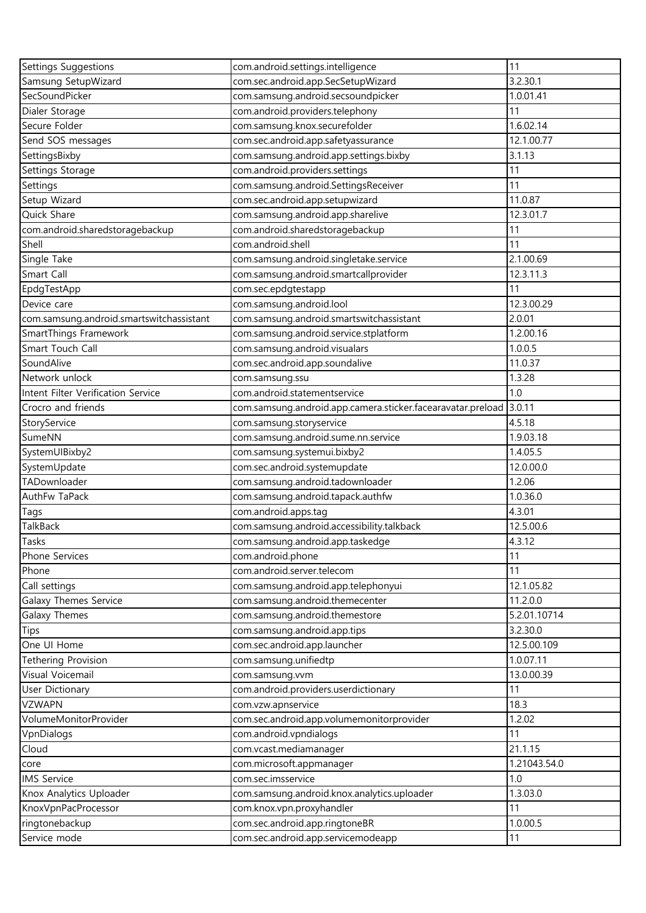| Settings Suggestions | com.android.settings.intelligence | 11 |
|---|---|---|
| Samsung SetupWizard | com.sec.android.app.SecSetupWizard | 3.2.30.1 |
| SecSoundPicker | com.samsung.android.secsoundpicker | 1.0.01.41 |
| Dialer Storage | com.android.providers.telephony | 11 |
| Secure Folder | com.samsung.knox.securefolder | 1.6.02.14 |
| Send SOS messages | com.sec.android.app.safetyassurance | 12.1.00.77 |
| SettingsBixby | com.samsung.android.app.settings.bixby | 3.1.13 |
| Settings Storage | com.android.providers.settings | 11 |
| Settings | com.samsung.android.SettingsReceiver | 11 |
| Setup Wizard | com.sec.android.app.setupwizard | 11.0.87 |
| Quick Share | com.samsung.android.app.sharelive | 12.3.01.7 |
| com.android.sharedstoragebackup | com.android.sharedstoragebackup | 11 |
| Shell | com.android.shell | 11 |
| Single Take | com.samsung.android.singletake.service | 2.1.00.69 |
| Smart Call | com.samsung.android.smartcallprovider | 12.3.11.3 |
| EpdgTestApp | com.sec.epdgtestapp | 11 |
| Device care | com.samsung.android.lool | 12.3.00.29 |
| com.samsung.android.smartswitchassistant | com.samsung.android.smartswitchassistant | 2.0.01 |
| SmartThings Framework | com.samsung.android.service.stplatform | 1.2.00.16 |
| Smart Touch Call | com.samsung.android.visualars | 1.0.0.5 |
| SoundAlive | com.sec.android.app.soundalive | 11.0.37 |
| Network unlock | com.samsung.ssu | 1.3.28 |
| Intent Filter Verification Service | com.android.statementservice | 1.0 |
| Crocro and friends | com.samsung.android.app.camera.sticker.facearavatar.preload | 3.0.11 |
| StoryService | com.samsung.storyservice | 4.5.18 |
| SumeNN | com.samsung.android.sume.nn.service | 1.9.03.18 |
| SystemUIBixby2 | com.samsung.systemui.bixby2 | 1.4.05.5 |
| SystemUpdate | com.sec.android.systemupdate | 12.0.00.0 |
| TADownloader | com.samsung.android.tadownloader | 1.2.06 |
| AuthFw TaPack | com.samsung.android.tapack.authfw | 1.0.36.0 |
| Tags | com.android.apps.tag | 4.3.01 |
| TalkBack | com.samsung.android.accessibility.talkback | 12.5.00.6 |
| Tasks | com.samsung.android.app.taskedge | 4.3.12 |
| Phone Services | com.android.phone | 11 |
| Phone | com.android.server.telecom | 11 |
| Call settings | com.samsung.android.app.telephonyui | 12.1.05.82 |
| Galaxy Themes Service | com.samsung.android.themecenter | 11.2.0.0 |
| Galaxy Themes | com.samsung.android.themestore | 5.2.01.10714 |
| Tips | com.samsung.android.app.tips | 3.2.30.0 |
| One UI Home | com.sec.android.app.launcher | 12.5.00.109 |
| Tethering Provision | com.samsung.unifiedtp | 1.0.07.11 |
| Visual Voicemail | com.samsung.vvm | 13.0.00.39 |
| User Dictionary | com.android.providers.userdictionary | 11 |
| VZWAPN | com.vzw.apnservice | 18.3 |
| VolumeMonitorProvider | com.sec.android.app.volumemonitorprovider | 1.2.02 |
| VpnDialogs | com.android.vpndialogs | 11 |
| Cloud | com.vcast.mediamanager | 21.1.15 |
| core | com.microsoft.appmanager | 1.21043.54.0 |
| IMS Service | com.sec.imsservice | 1.0 |
| Knox Analytics Uploader | com.samsung.android.knox.analytics.uploader | 1.3.03.0 |
| KnoxVpnPacProcessor | com.knox.vpn.proxyhandler | 11 |
| ringtonebackup | com.sec.android.app.ringtoneBR | 1.0.00.5 |
| Service mode | com.sec.android.app.servicemodeapp | 11 |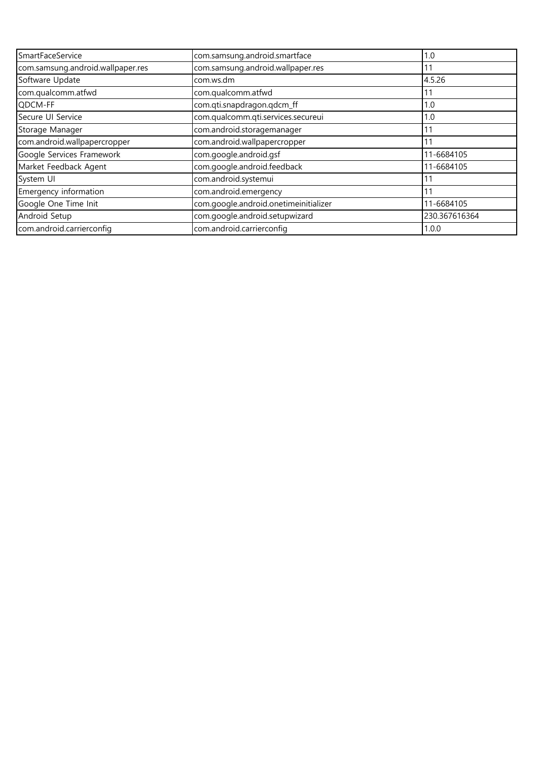| | | |
|---|---|---|
| SmartFaceService | com.samsung.android.smartface | 1.0 |
| com.samsung.android.wallpaper.res | com.samsung.android.wallpaper.res | 11 |
| Software Update | com.ws.dm | 4.5.26 |
| com.qualcomm.atfwd | com.qualcomm.atfwd | 11 |
| QDCM-FF | com.qti.snapdragon.qdcm_ff | 1.0 |
| Secure UI Service | com.qualcomm.qti.services.secureui | 1.0 |
| Storage Manager | com.android.storagemanager | 11 |
| com.android.wallpapercropper | com.android.wallpapercropper | 11 |
| Google Services Framework | com.google.android.gsf | 11-6684105 |
| Market Feedback Agent | com.google.android.feedback | 11-6684105 |
| System UI | com.android.systemui | 11 |
| Emergency information | com.android.emergency | 11 |
| Google One Time Init | com.google.android.onetimeinitializer | 11-6684105 |
| Android Setup | com.google.android.setupwizard | 230.367616364 |
| com.android.carrierconfig | com.android.carrierconfig | 1.0.0 |